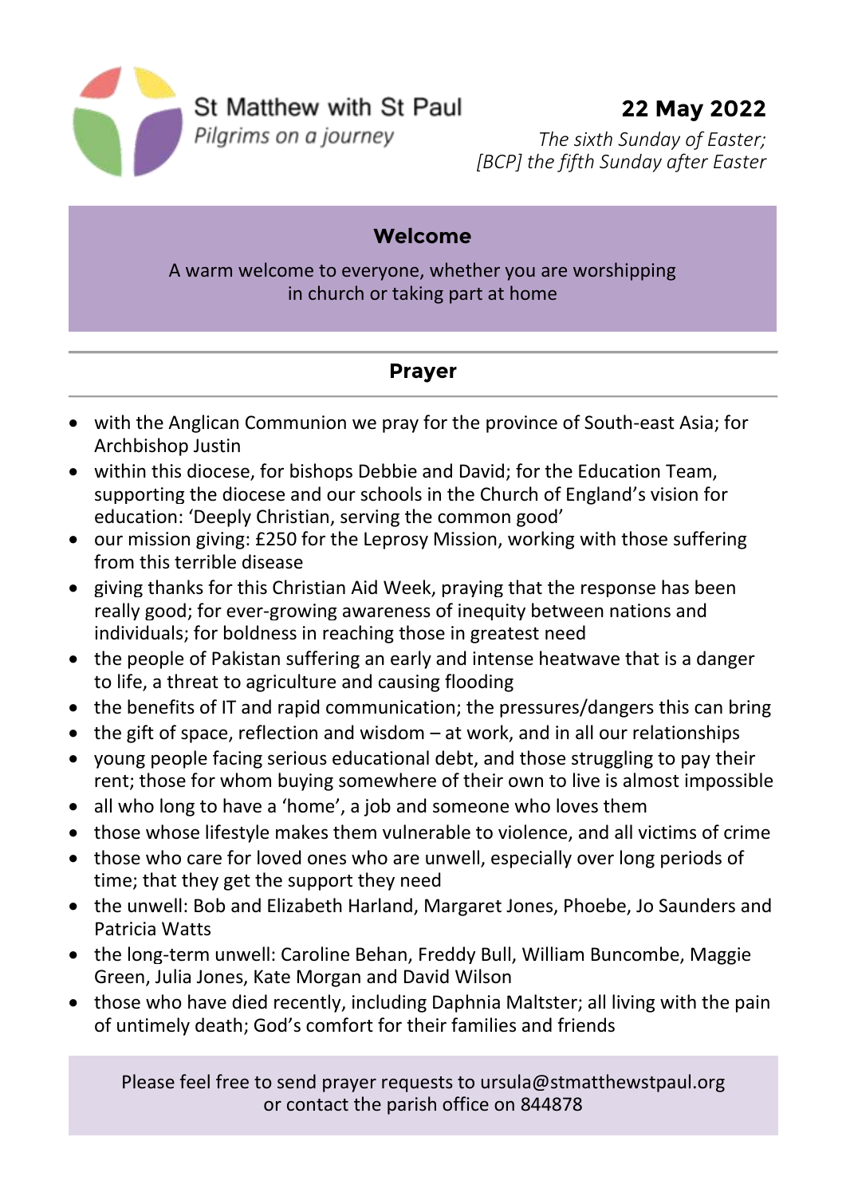St Matthew with St Paul

*Pilgrims on a journey*

**22 May 2022**

*The sixth Sunday of Easter;*
*[BCP] the fifth Sunday after Easter*

## Welcome

A warm welcome to everyone, whether you are worshipping in church or taking part at home

## Prayer

- with the Anglican Communion we pray for the province of South-east Asia; for Archbishop Justin
- within this diocese, for bishops Debbie and David; for the Education Team, supporting the diocese and our schools in the Church of England's vision for education: 'Deeply Christian, serving the common good'
- our mission giving: £250 for the Leprosy Mission, working with those suffering from this terrible disease
- giving thanks for this Christian Aid Week, praying that the response has been really good; for ever-growing awareness of inequity between nations and individuals; for boldness in reaching those in greatest need
- the people of Pakistan suffering an early and intense heatwave that is a danger to life, a threat to agriculture and causing flooding
- the benefits of IT and rapid communication; the pressures/dangers this can bring
- the gift of space, reflection and wisdom – at work, and in all our relationships
- young people facing serious educational debt, and those struggling to pay their rent; those for whom buying somewhere of their own to live is almost impossible
- all who long to have a 'home', a job and someone who loves them
- those whose lifestyle makes them vulnerable to violence, and all victims of crime
- those who care for loved ones who are unwell, especially over long periods of time; that they get the support they need
- the unwell: Bob and Elizabeth Harland, Margaret Jones, Phoebe, Jo Saunders and Patricia Watts
- the long-term unwell: Caroline Behan, Freddy Bull, William Buncombe, Maggie Green, Julia Jones, Kate Morgan and David Wilson
- those who have died recently, including Daphnia Maltster; all living with the pain of untimely death; God's comfort for their families and friends

Please feel free to send prayer requests to ursula@stmatthewstpaul.org or contact the parish office on 844878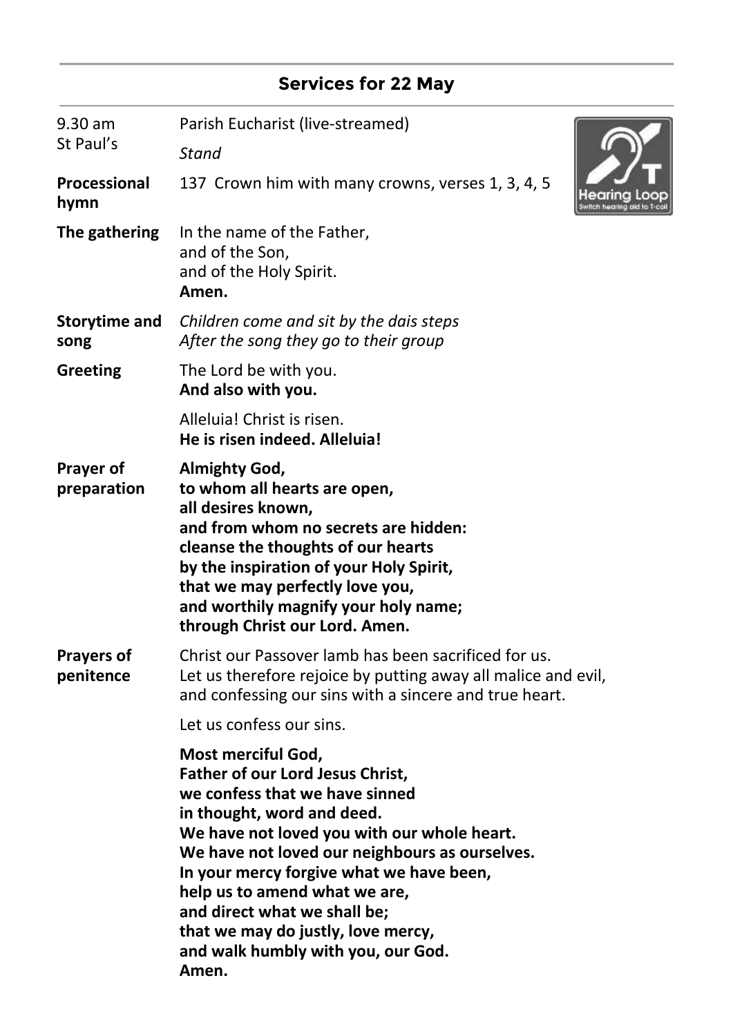## Services for 22 May

**9.30 am**
**St Paul's**

Parish Eucharist (live-streamed)

*Stand*

Hearing Loop
Switch hearing aid to T-coil

**Processional hymn**

137 Crown him with many crowns, verses 1, 3, 4, 5

**The gathering**

In the name of the Father,
and of the Son,
and of the Holy Spirit.
**Amen.**

**Storytime and song**

*Children come and sit by the dais steps*
*After the song they go to their group*

**Greeting**

The Lord be with you.
**And also with you.**

Alleluia! Christ is risen.
**He is risen indeed. Alleluia!**

**Prayer of preparation**

**Almighty God,**
**to whom all hearts are open,**
**all desires known,**
**and from whom no secrets are hidden:**
**cleanse the thoughts of our hearts**
**by the inspiration of your Holy Spirit,**
**that we may perfectly love you,**
**and worthily magnify your holy name;**
**through Christ our Lord. Amen.**

**Prayers of penitence**

Christ our Passover lamb has been sacrificed for us.
Let us therefore rejoice by putting away all malice and evil,
and confessing our sins with a sincere and true heart.

Let us confess our sins.

**Most merciful God,**
**Father of our Lord Jesus Christ,**
**we confess that we have sinned**
**in thought, word and deed.**
**We have not loved you with our whole heart.**
**We have not loved our neighbours as ourselves.**
**In your mercy forgive what we have been,**
**help us to amend what we are,**
**and direct what we shall be;**
**that we may do justly, love mercy,**
**and walk humbly with you, our God.**
**Amen.**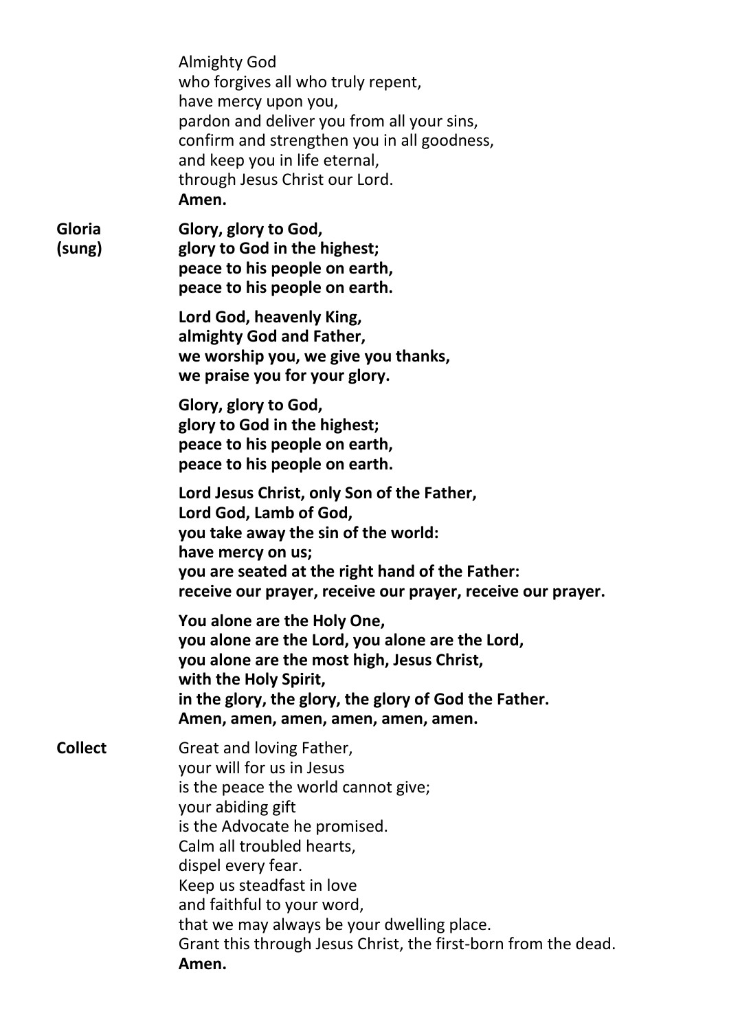Almighty God
who forgives all who truly repent,
have mercy upon you,
pardon and deliver you from all your sins,
confirm and strengthen you in all goodness,
and keep you in life eternal,
through Jesus Christ our Lord.
**Amen.**

**Gloria (sung)**

**Glory, glory to God,
glory to God in the highest;
peace to his people on earth,
peace to his people on earth.**

**Lord God, heavenly King,
almighty God and Father,
we worship you, we give you thanks,
we praise you for your glory.**

**Glory, glory to God,
glory to God in the highest;
peace to his people on earth,
peace to his people on earth.**

**Lord Jesus Christ, only Son of the Father,
Lord God, Lamb of God,
you take away the sin of the world:
have mercy on us;
you are seated at the right hand of the Father:
receive our prayer, receive our prayer, receive our prayer.**

**You alone are the Holy One,
you alone are the Lord, you alone are the Lord,
you alone are the most high, Jesus Christ,
with the Holy Spirit,
in the glory, the glory, the glory of God the Father.
Amen, amen, amen, amen, amen, amen.**

**Collect**

Great and loving Father,
your will for us in Jesus
is the peace the world cannot give;
your abiding gift
is the Advocate he promised.
Calm all troubled hearts,
dispel every fear.
Keep us steadfast in love
and faithful to your word,
that we may always be your dwelling place.
Grant this through Jesus Christ, the first-born from the dead.
**Amen.**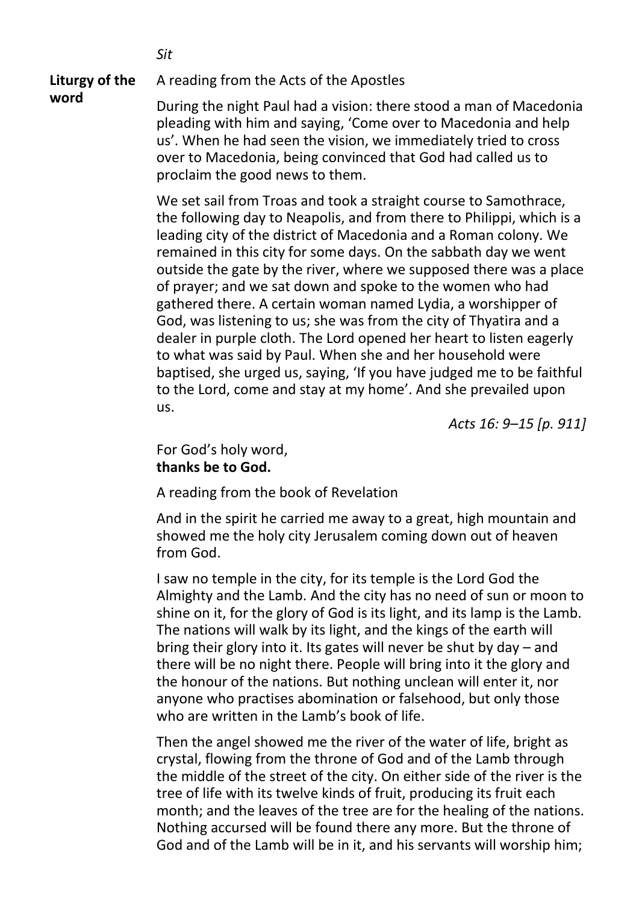*Sit*

**Liturgy of the word**

A reading from the Acts of the Apostles

During the night Paul had a vision: there stood a man of Macedonia pleading with him and saying, ‘Come over to Macedonia and help us’. When he had seen the vision, we immediately tried to cross over to Macedonia, being convinced that God had called us to proclaim the good news to them.

We set sail from Troas and took a straight course to Samothrace, the following day to Neapolis, and from there to Philippi, which is a leading city of the district of Macedonia and a Roman colony. We remained in this city for some days. On the sabbath day we went outside the gate by the river, where we supposed there was a place of prayer; and we sat down and spoke to the women who had gathered there. A certain woman named Lydia, a worshipper of God, was listening to us; she was from the city of Thyatira and a dealer in purple cloth. The Lord opened her heart to listen eagerly to what was said by Paul. When she and her household were baptised, she urged us, saying, ‘If you have judged me to be faithful to the Lord, come and stay at my home’. And she prevailed upon us.

*Acts 16: 9–15 [p. 911]*

For God’s holy word,
**thanks be to God.**

A reading from the book of Revelation

And in the spirit he carried me away to a great, high mountain and showed me the holy city Jerusalem coming down out of heaven from God.

I saw no temple in the city, for its temple is the Lord God the Almighty and the Lamb. And the city has no need of sun or moon to shine on it, for the glory of God is its light, and its lamp is the Lamb. The nations will walk by its light, and the kings of the earth will bring their glory into it. Its gates will never be shut by day – and there will be no night there. People will bring into it the glory and the honour of the nations. But nothing unclean will enter it, nor anyone who practises abomination or falsehood, but only those who are written in the Lamb’s book of life.

Then the angel showed me the river of the water of life, bright as crystal, flowing from the throne of God and of the Lamb through the middle of the street of the city. On either side of the river is the tree of life with its twelve kinds of fruit, producing its fruit each month; and the leaves of the tree are for the healing of the nations. Nothing accursed will be found there any more. But the throne of God and of the Lamb will be in it, and his servants will worship him;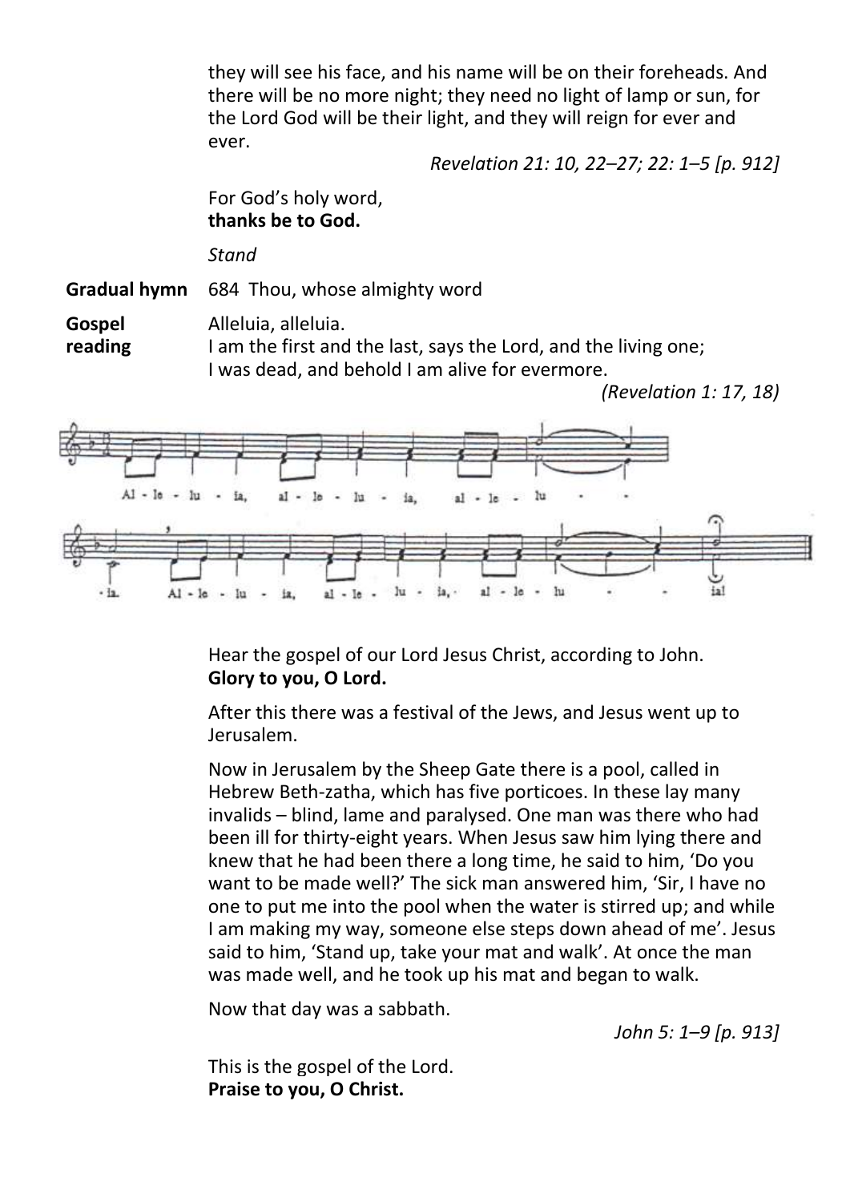they will see his face, and his name will be on their foreheads. And there will be no more night; they need no light of lamp or sun, for the Lord God will be their light, and they will reign for ever and ever.

*Revelation 21: 10, 22–27; 22: 1–5 [p. 912]*

For God's holy word,
**thanks be to God.**

*Stand*

**Gradual hymn** 684 Thou, whose almighty word

**Gospel reading**

Alleluia, alleluia.
I am the first and the last, says the Lord, and the living one;
I was dead, and behold I am alive for evermore.

*(Revelation 1: 17, 18)*

Al - le - lu - ia, al - le - lu - ia, al - le - lu - - - ia. Al - le - lu - ia, al - le - lu - ia, al - le - lu - - - ia!

Hear the gospel of our Lord Jesus Christ, according to John.
**Glory to you, O Lord.**

After this there was a festival of the Jews, and Jesus went up to Jerusalem.

Now in Jerusalem by the Sheep Gate there is a pool, called in Hebrew Beth-zatha, which has five porticoes. In these lay many invalids – blind, lame and paralysed. One man was there who had been ill for thirty-eight years. When Jesus saw him lying there and knew that he had been there a long time, he said to him, 'Do you want to be made well?' The sick man answered him, 'Sir, I have no one to put me into the pool when the water is stirred up; and while I am making my way, someone else steps down ahead of me'. Jesus said to him, 'Stand up, take your mat and walk'. At once the man was made well, and he took up his mat and began to walk.

Now that day was a sabbath.

*John 5: 1–9 [p. 913]*

This is the gospel of the Lord.
**Praise to you, O Christ.**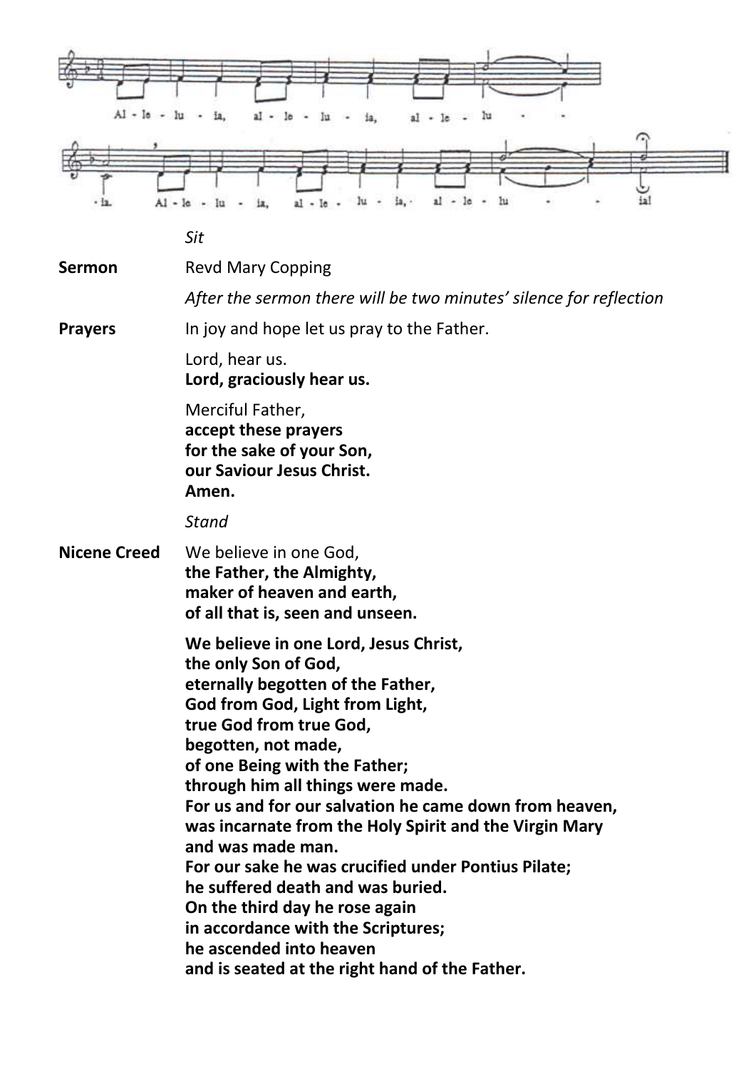Al - le - lu - ia, al - le - lu - ia, al - le - lu - - ia. Al - le - lu - ia, al - le - lu - ia, al - le - lu - - ia!

*Sit*

**Sermon** Revd Mary Copping

*After the sermon there will be two minutes' silence for reflection*

**Prayers** In joy and hope let us pray to the Father.

Lord, hear us.
**Lord, graciously hear us.**

Merciful Father,
**accept these prayers**
**for the sake of your Son,**
**our Saviour Jesus Christ.**
**Amen.**

*Stand*

**Nicene Creed** We believe in one God,
**the Father, the Almighty,**
**maker of heaven and earth,**
**of all that is, seen and unseen.**

**We believe in one Lord, Jesus Christ,**
**the only Son of God,**
**eternally begotten of the Father,**
**God from God, Light from Light,**
**true God from true God,**
**begotten, not made,**
**of one Being with the Father;**
**through him all things were made.**
**For us and for our salvation he came down from heaven,**
**was incarnate from the Holy Spirit and the Virgin Mary**
**and was made man.**
**For our sake he was crucified under Pontius Pilate;**
**he suffered death and was buried.**
**On the third day he rose again**
**in accordance with the Scriptures;**
**he ascended into heaven**
**and is seated at the right hand of the Father.**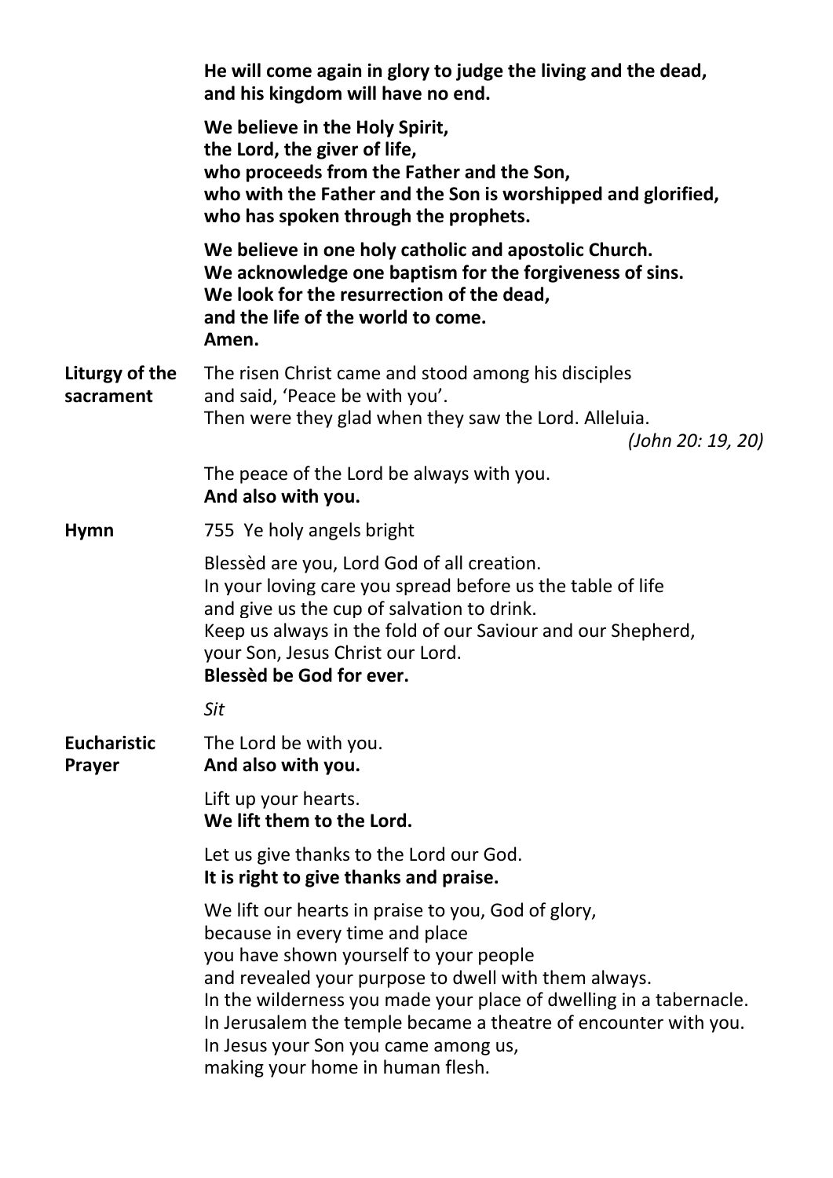**He will come again in glory to judge the living and the dead,**
**and his kingdom will have no end.**

**We believe in the Holy Spirit,**
**the Lord, the giver of life,**
**who proceeds from the Father and the Son,**
**who with the Father and the Son is worshipped and glorified,**
**who has spoken through the prophets.**

**We believe in one holy catholic and apostolic Church.**
**We acknowledge one baptism for the forgiveness of sins.**
**We look for the resurrection of the dead,**
**and the life of the world to come.**
**Amen.**

**Liturgy of the sacrament**

The risen Christ came and stood among his disciples
and said, 'Peace be with you'.
Then were they glad when they saw the Lord. Alleluia.
*(John 20: 19, 20)*

The peace of the Lord be always with you.
**And also with you.**

**Hymn** 755 Ye holy angels bright

Blessèd are you, Lord God of all creation.
In your loving care you spread before us the table of life
and give us the cup of salvation to drink.
Keep us always in the fold of our Saviour and our Shepherd,
your Son, Jesus Christ our Lord.
**Blessèd be God for ever.**

*Sit*

**Eucharistic Prayer**

The Lord be with you.
**And also with you.**

Lift up your hearts.
**We lift them to the Lord.**

Let us give thanks to the Lord our God.
**It is right to give thanks and praise.**

We lift our hearts in praise to you, God of glory,
because in every time and place
you have shown yourself to your people
and revealed your purpose to dwell with them always.
In the wilderness you made your place of dwelling in a tabernacle.
In Jerusalem the temple became a theatre of encounter with you.
In Jesus your Son you came among us,
making your home in human flesh.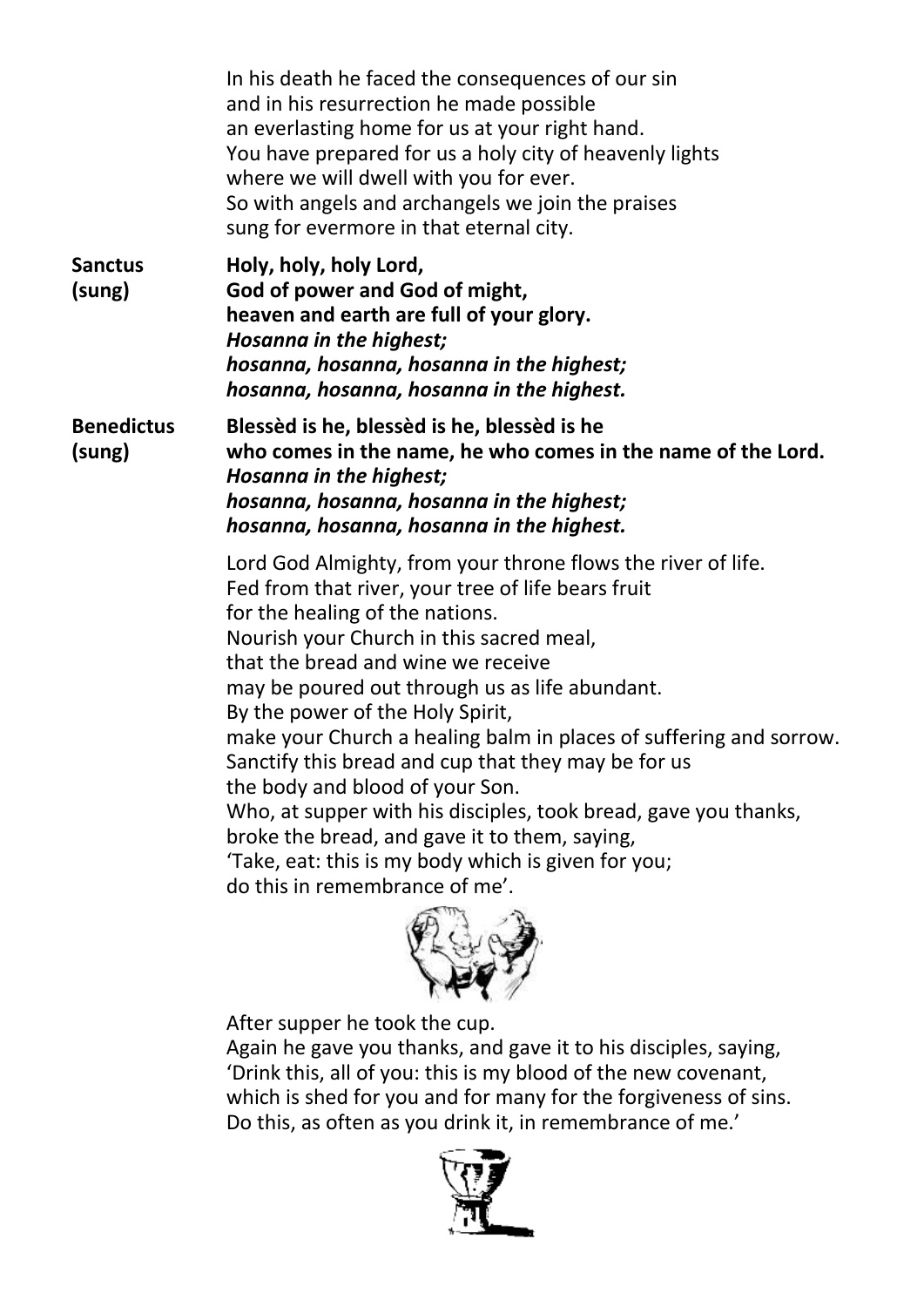In his death he faced the consequences of our sin
and in his resurrection he made possible
an everlasting home for us at your right hand.
You have prepared for us a holy city of heavenly lights
where we will dwell with you for ever.
So with angels and archangels we join the praises
sung for evermore in that eternal city.

**Sanctus (sung)**

**Holy, holy, holy Lord,**
**God of power and God of might,**
**heaven and earth are full of your glory.**
***Hosanna in the highest;***
***hosanna, hosanna, hosanna in the highest;***
***hosanna, hosanna, hosanna in the highest.***

**Benedictus (sung)**

**Blessèd is he, blessèd is he, blessèd is he**
**who comes in the name, he who comes in the name of the Lord.**
***Hosanna in the highest;***
***hosanna, hosanna, hosanna in the highest;***
***hosanna, hosanna, hosanna in the highest.***

Lord God Almighty, from your throne flows the river of life.
Fed from that river, your tree of life bears fruit
for the healing of the nations.
Nourish your Church in this sacred meal,
that the bread and wine we receive
may be poured out through us as life abundant.
By the power of the Holy Spirit,
make your Church a healing balm in places of suffering and sorrow.
Sanctify this bread and cup that they may be for us
the body and blood of your Son.
Who, at supper with his disciples, took bread, gave you thanks,
broke the bread, and gave it to them, saying,
'Take, eat: this is my body which is given for you;
do this in remembrance of me'.

After supper he took the cup.
Again he gave you thanks, and gave it to his disciples, saying,
'Drink this, all of you: this is my blood of the new covenant,
which is shed for you and for many for the forgiveness of sins.
Do this, as often as you drink it, in remembrance of me.'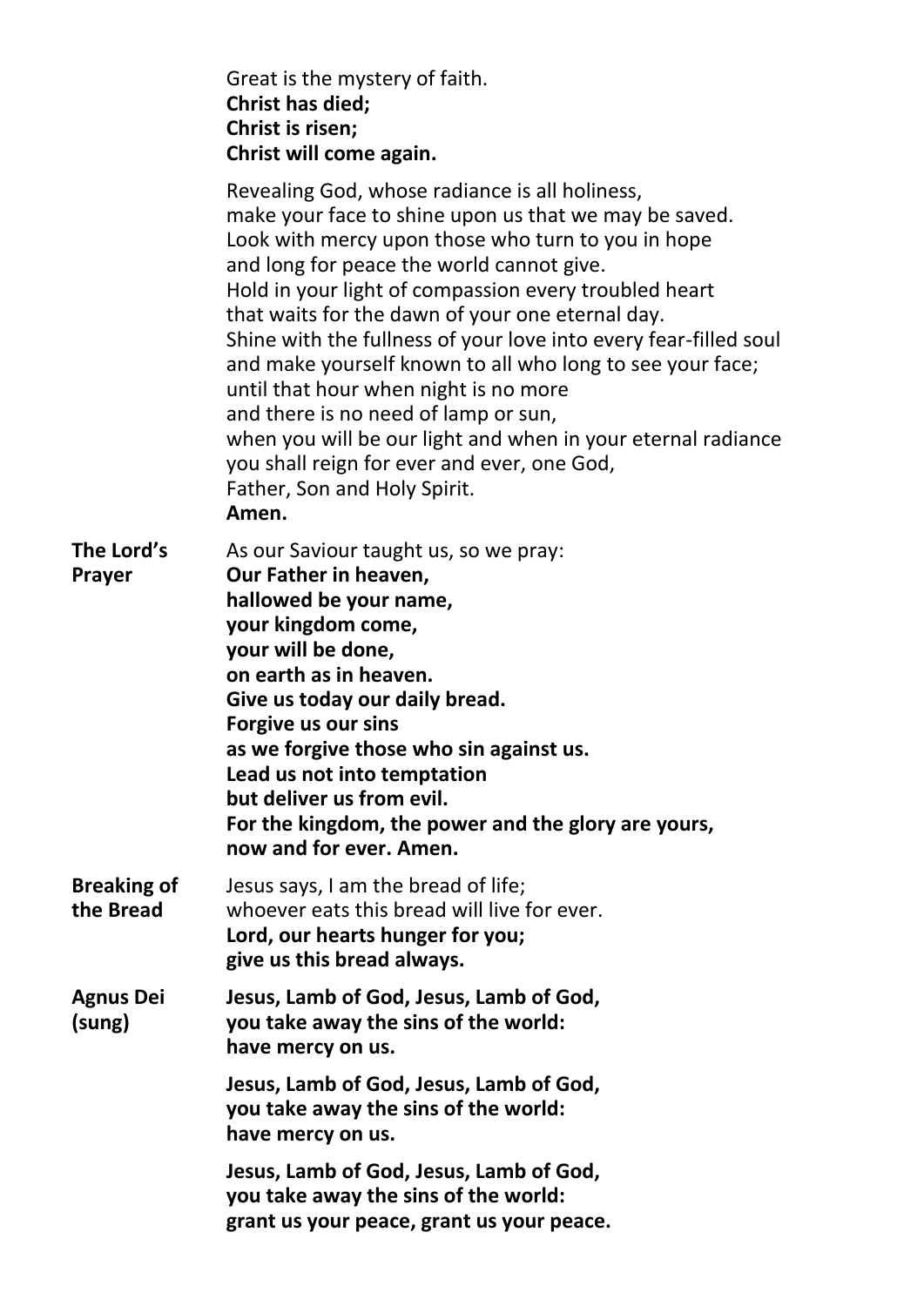Great is the mystery of faith.
**Christ has died;**
**Christ is risen;**
**Christ will come again.**

Revealing God, whose radiance is all holiness,
make your face to shine upon us that we may be saved.
Look with mercy upon those who turn to you in hope
and long for peace the world cannot give.
Hold in your light of compassion every troubled heart
that waits for the dawn of your one eternal day.
Shine with the fullness of your love into every fear-filled soul
and make yourself known to all who long to see your face;
until that hour when night is no more
and there is no need of lamp or sun,
when you will be our light and when in your eternal radiance
you shall reign for ever and ever, one God,
Father, Son and Holy Spirit.
**Amen.**

**The Lord's Prayer**

As our Saviour taught us, so we pray:
**Our Father in heaven,**
**hallowed be your name,**
**your kingdom come,**
**your will be done,**
**on earth as in heaven.**
**Give us today our daily bread.**
**Forgive us our sins**
**as we forgive those who sin against us.**
**Lead us not into temptation**
**but deliver us from evil.**
**For the kingdom, the power and the glory are yours,**
**now and for ever. Amen.**

**Breaking of the Bread**

Jesus says, I am the bread of life;
whoever eats this bread will live for ever.
**Lord, our hearts hunger for you;**
**give us this bread always.**

**Agnus Dei (sung)**

**Jesus, Lamb of God, Jesus, Lamb of God,**
**you take away the sins of the world:**
**have mercy on us.**

**Jesus, Lamb of God, Jesus, Lamb of God,**
**you take away the sins of the world:**
**have mercy on us.**

**Jesus, Lamb of God, Jesus, Lamb of God,**
**you take away the sins of the world:**
**grant us your peace, grant us your peace.**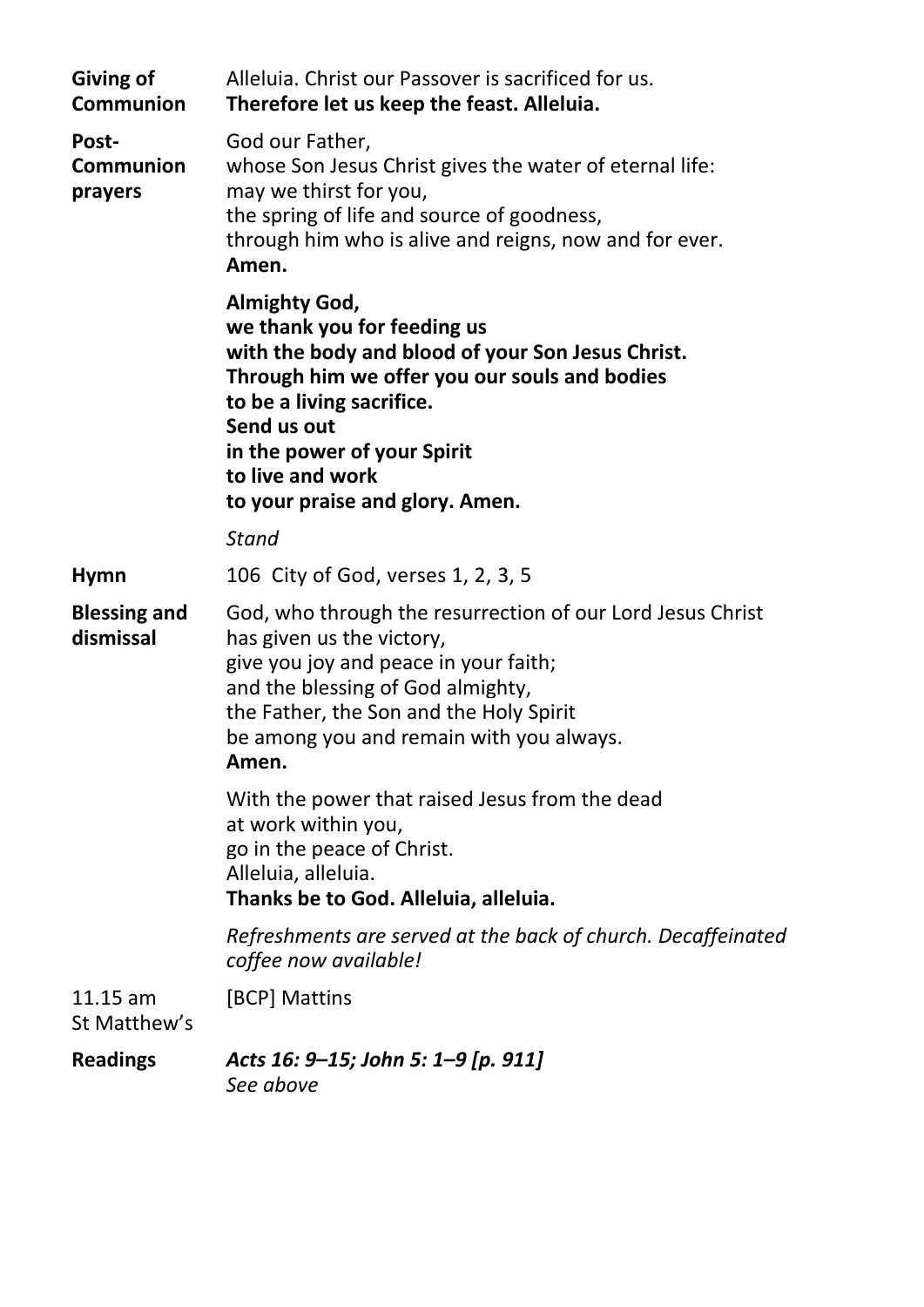**Giving of Communion** Alleluia. Christ our Passover is sacrificed for us.
**Therefore let us keep the feast. Alleluia.**

**Post-Communion prayers** God our Father,
whose Son Jesus Christ gives the water of eternal life:
may we thirst for you,
the spring of life and source of goodness,
through him who is alive and reigns, now and for ever.
**Amen.**

**Almighty God,**
**we thank you for feeding us**
**with the body and blood of your Son Jesus Christ.**
**Through him we offer you our souls and bodies**
**to be a living sacrifice.**
**Send us out**
**in the power of your Spirit**
**to live and work**
**to your praise and glory. Amen.**

*Stand*

**Hymn** 106 City of God, verses 1, 2, 3, 5

**Blessing and dismissal** God, who through the resurrection of our Lord Jesus Christ
has given us the victory,
give you joy and peace in your faith;
and the blessing of God almighty,
the Father, the Son and the Holy Spirit
be among you and remain with you always.
**Amen.**

With the power that raised Jesus from the dead
at work within you,
go in the peace of Christ.
Alleluia, alleluia.
**Thanks be to God. Alleluia, alleluia.**

*Refreshments are served at the back of church. Decaffeinated coffee now available!*

11.15 am St Matthew's [BCP] Mattins

**Readings** ***Acts 16: 9–15; John 5: 1–9 [p. 911]***
*See above*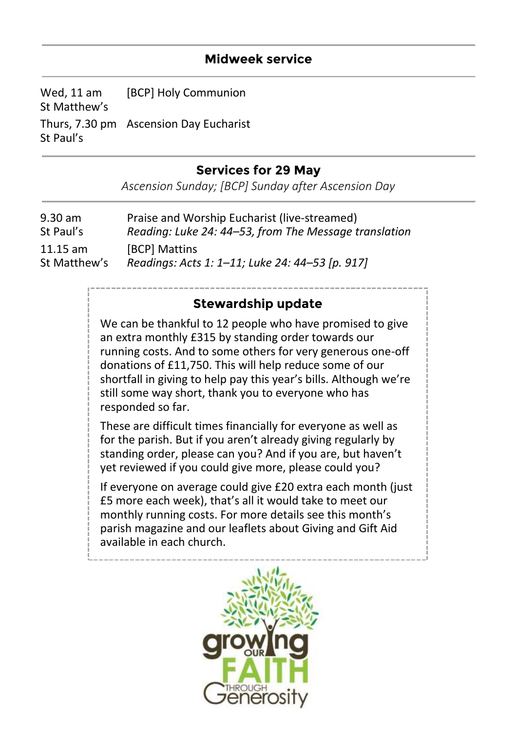## Midweek service

| | |
|---|---|
| Wed, 11 am<br>St Matthew's | [BCP] Holy Communion |
| Thurs, 7.30 pm<br>St Paul's | Ascension Day Eucharist |

## Services for 29 May

*Ascension Sunday; [BCP] Sunday after Ascension Day*

| | |
|---|---|
| 9.30 am<br>St Paul's | Praise and Worship Eucharist (live-streamed)<br>*Reading: Luke 24: 44–53, from The Message translation* |
| 11.15 am<br>St Matthew's | [BCP] Mattins<br>*Readings: Acts 1: 1–11; Luke 24: 44–53 [p. 917]* |

### Stewardship update

We can be thankful to 12 people who have promised to give an extra monthly £315 by standing order towards our running costs. And to some others for very generous one-off donations of £11,750. This will help reduce some of our shortfall in giving to help pay this year's bills. Although we're still some way short, thank you to everyone who has responded so far.

These are difficult times financially for everyone as well as for the parish. But if you aren't already giving regularly by standing order, please can you? And if you are, but haven't yet reviewed if you could give more, please could you?

If everyone on average could give £20 extra each month (just £5 more each week), that's all it would take to meet our monthly running costs. For more details see this month's parish magazine and our leaflets about Giving and Gift Aid available in each church.

growing OUR FAITH THROUGH Generosity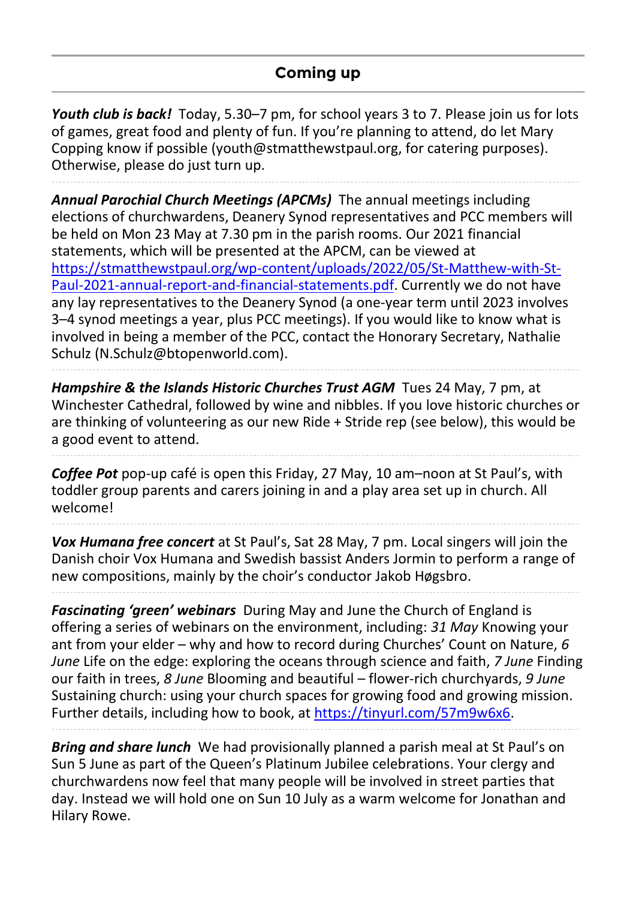## Coming up

***Youth club is back!*** Today, 5.30–7 pm, for school years 3 to 7. Please join us for lots of games, great food and plenty of fun. If you're planning to attend, do let Mary Copping know if possible (youth@stmatthewstpaul.org, for catering purposes). Otherwise, please do just turn up.

***Annual Parochial Church Meetings (APCMs)*** The annual meetings including elections of churchwardens, Deanery Synod representatives and PCC members will be held on Mon 23 May at 7.30 pm in the parish rooms. Our 2021 financial statements, which will be presented at the APCM, can be viewed at https://stmatthewstpaul.org/wp-content/uploads/2022/05/St-Matthew-with-St-Paul-2021-annual-report-and-financial-statements.pdf. Currently we do not have any lay representatives to the Deanery Synod (a one-year term until 2023 involves 3–4 synod meetings a year, plus PCC meetings). If you would like to know what is involved in being a member of the PCC, contact the Honorary Secretary, Nathalie Schulz (N.Schulz@btopenworld.com).

***Hampshire & the Islands Historic Churches Trust AGM*** Tues 24 May, 7 pm, at Winchester Cathedral, followed by wine and nibbles. If you love historic churches or are thinking of volunteering as our new Ride + Stride rep (see below), this would be a good event to attend.

***Coffee Pot*** pop-up café is open this Friday, 27 May, 10 am–noon at St Paul's, with toddler group parents and carers joining in and a play area set up in church. All welcome!

***Vox Humana free concert*** at St Paul's, Sat 28 May, 7 pm. Local singers will join the Danish choir Vox Humana and Swedish bassist Anders Jormin to perform a range of new compositions, mainly by the choir's conductor Jakob Høgsbro.

***Fascinating 'green' webinars*** During May and June the Church of England is offering a series of webinars on the environment, including: *31 May* Knowing your ant from your elder – why and how to record during Churches' Count on Nature, *6 June* Life on the edge: exploring the oceans through science and faith, *7 June* Finding our faith in trees, *8 June* Blooming and beautiful – flower-rich churchyards, *9 June* Sustaining church: using your church spaces for growing food and growing mission. Further details, including how to book, at https://tinyurl.com/57m9w6x6.

***Bring and share lunch*** We had provisionally planned a parish meal at St Paul's on Sun 5 June as part of the Queen's Platinum Jubilee celebrations. Your clergy and churchwardens now feel that many people will be involved in street parties that day. Instead we will hold one on Sun 10 July as a warm welcome for Jonathan and Hilary Rowe.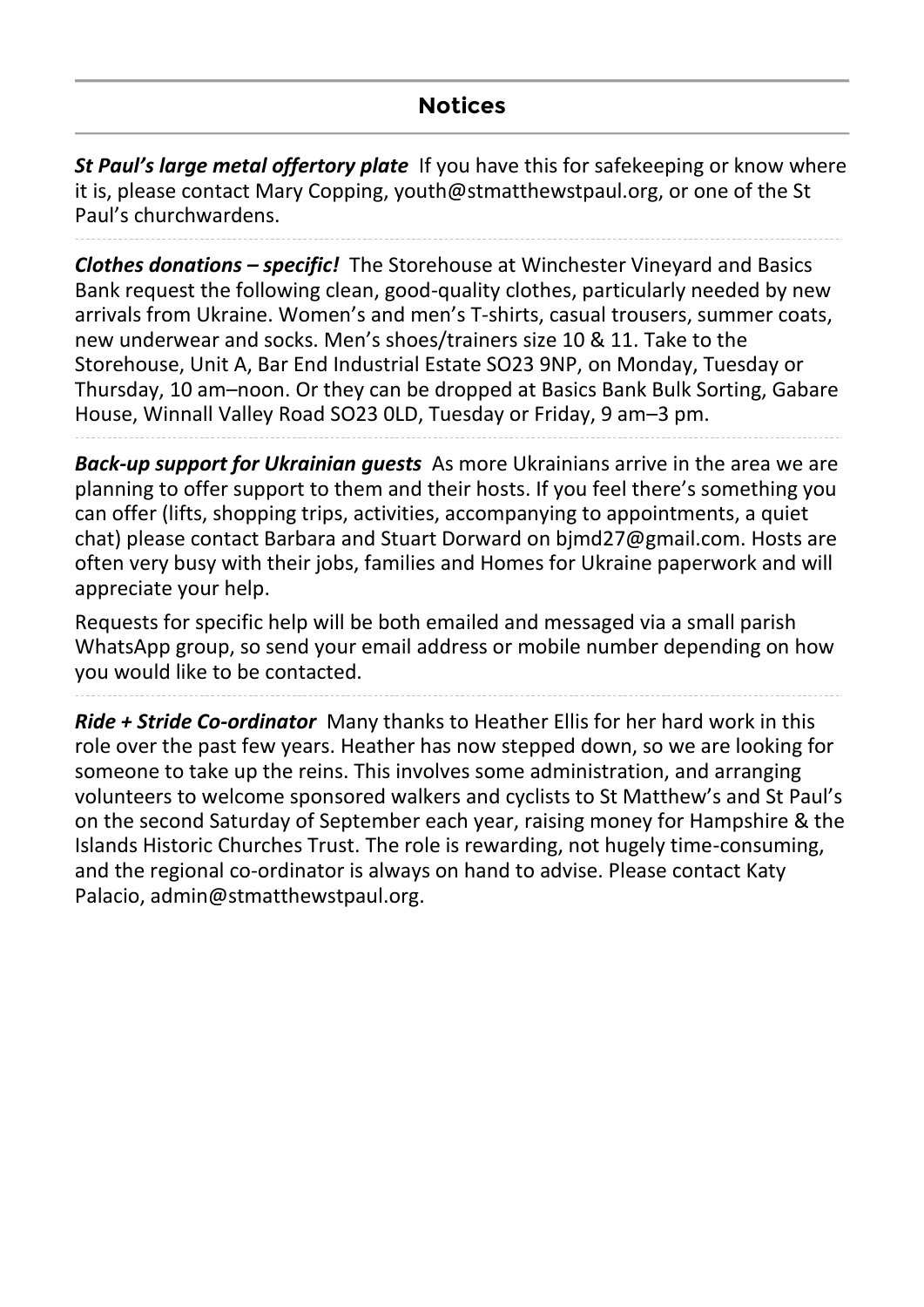## Notices

***St Paul's large metal offertory plate*** If you have this for safekeeping or know where it is, please contact Mary Copping, youth@stmatthewstpaul.org, or one of the St Paul's churchwardens.

***Clothes donations – specific!*** The Storehouse at Winchester Vineyard and Basics Bank request the following clean, good-quality clothes, particularly needed by new arrivals from Ukraine. Women's and men's T-shirts, casual trousers, summer coats, new underwear and socks. Men's shoes/trainers size 10 & 11. Take to the Storehouse, Unit A, Bar End Industrial Estate SO23 9NP, on Monday, Tuesday or Thursday, 10 am–noon. Or they can be dropped at Basics Bank Bulk Sorting, Gabare House, Winnall Valley Road SO23 0LD, Tuesday or Friday, 9 am–3 pm.

***Back-up support for Ukrainian guests*** As more Ukrainians arrive in the area we are planning to offer support to them and their hosts. If you feel there's something you can offer (lifts, shopping trips, activities, accompanying to appointments, a quiet chat) please contact Barbara and Stuart Dorward on bjmd27@gmail.com. Hosts are often very busy with their jobs, families and Homes for Ukraine paperwork and will appreciate your help.

Requests for specific help will be both emailed and messaged via a small parish WhatsApp group, so send your email address or mobile number depending on how you would like to be contacted.

***Ride + Stride Co-ordinator*** Many thanks to Heather Ellis for her hard work in this role over the past few years. Heather has now stepped down, so we are looking for someone to take up the reins. This involves some administration, and arranging volunteers to welcome sponsored walkers and cyclists to St Matthew's and St Paul's on the second Saturday of September each year, raising money for Hampshire & the Islands Historic Churches Trust. The role is rewarding, not hugely time-consuming, and the regional co-ordinator is always on hand to advise. Please contact Katy Palacio, admin@stmatthewstpaul.org.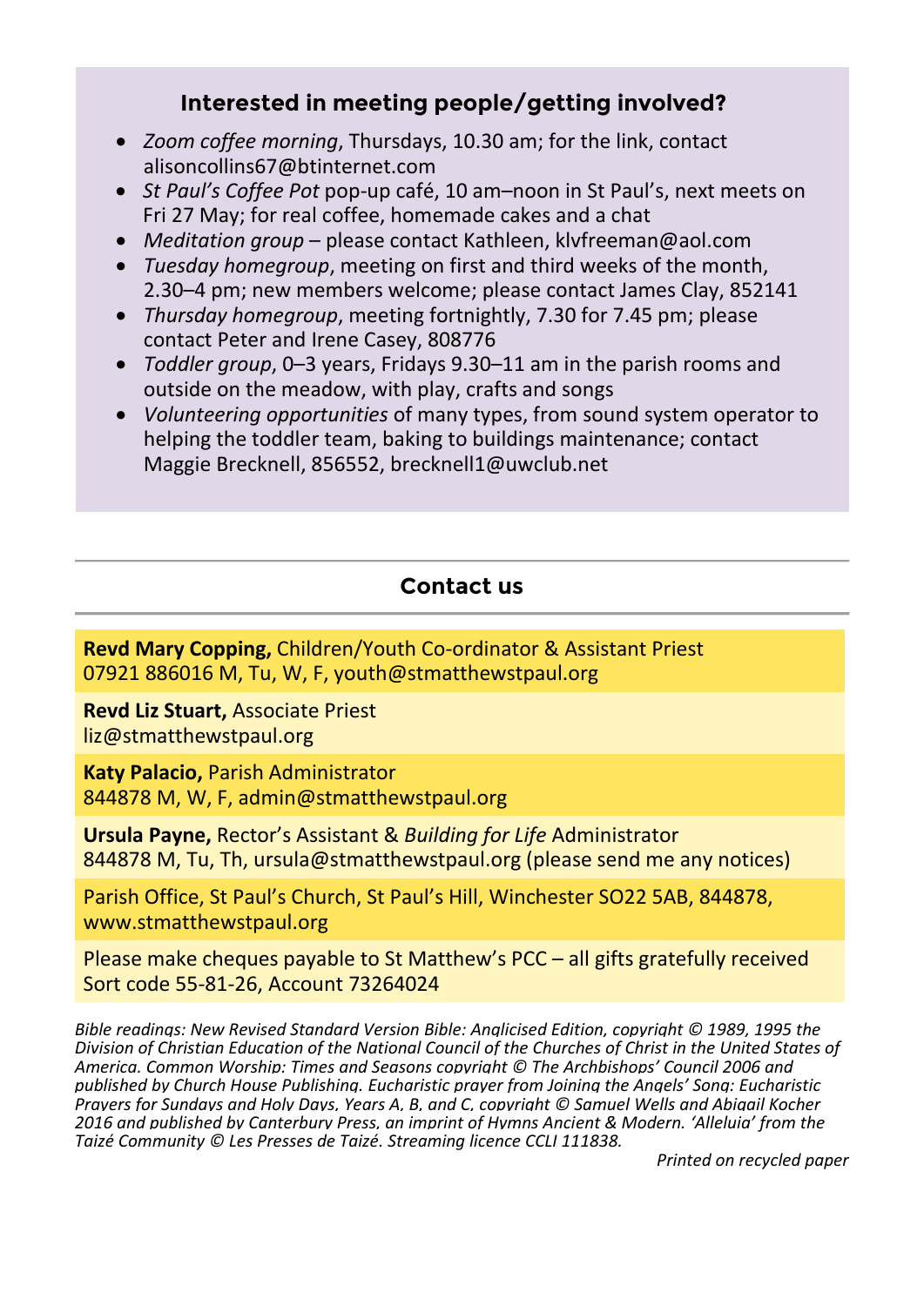## Interested in meeting people/getting involved?

- *Zoom coffee morning*, Thursdays, 10.30 am; for the link, contact alisoncollins67@btinternet.com
- *St Paul's Coffee Pot* pop-up café, 10 am–noon in St Paul's, next meets on Fri 27 May; for real coffee, homemade cakes and a chat
- *Meditation group* – please contact Kathleen, klvfreeman@aol.com
- *Tuesday homegroup*, meeting on first and third weeks of the month, 2.30–4 pm; new members welcome; please contact James Clay, 852141
- *Thursday homegroup*, meeting fortnightly, 7.30 for 7.45 pm; please contact Peter and Irene Casey, 808776
- *Toddler group*, 0–3 years, Fridays 9.30–11 am in the parish rooms and outside on the meadow, with play, crafts and songs
- *Volunteering opportunities* of many types, from sound system operator to helping the toddler team, baking to buildings maintenance; contact Maggie Brecknell, 856552, brecknell1@uwclub.net

## Contact us

**Revd Mary Copping,** Children/Youth Co-ordinator & Assistant Priest
07921 886016 M, Tu, W, F, youth@stmatthewstpaul.org

**Revd Liz Stuart,** Associate Priest
liz@stmatthewstpaul.org

**Katy Palacio,** Parish Administrator
844878 M, W, F, admin@stmatthewstpaul.org

**Ursula Payne,** Rector's Assistant & *Building for Life* Administrator
844878 M, Tu, Th, ursula@stmatthewstpaul.org (please send me any notices)

Parish Office, St Paul's Church, St Paul's Hill, Winchester SO22 5AB, 844878, www.stmatthewstpaul.org

Please make cheques payable to St Matthew's PCC – all gifts gratefully received
Sort code 55-81-26, Account 73264024

*Bible readings: New Revised Standard Version Bible: Anglicised Edition, copyright © 1989, 1995 the Division of Christian Education of the National Council of the Churches of Christ in the United States of America. Common Worship: Times and Seasons copyright © The Archbishops' Council 2006 and published by Church House Publishing. Eucharistic prayer from Joining the Angels' Song: Eucharistic Prayers for Sundays and Holy Days, Years A, B, and C, copyright © Samuel Wells and Abigail Kocher 2016 and published by Canterbury Press, an imprint of Hymns Ancient & Modern. 'Alleluia' from the Taizé Community © Les Presses de Taizé. Streaming licence CCLI 111838.*

*Printed on recycled paper*